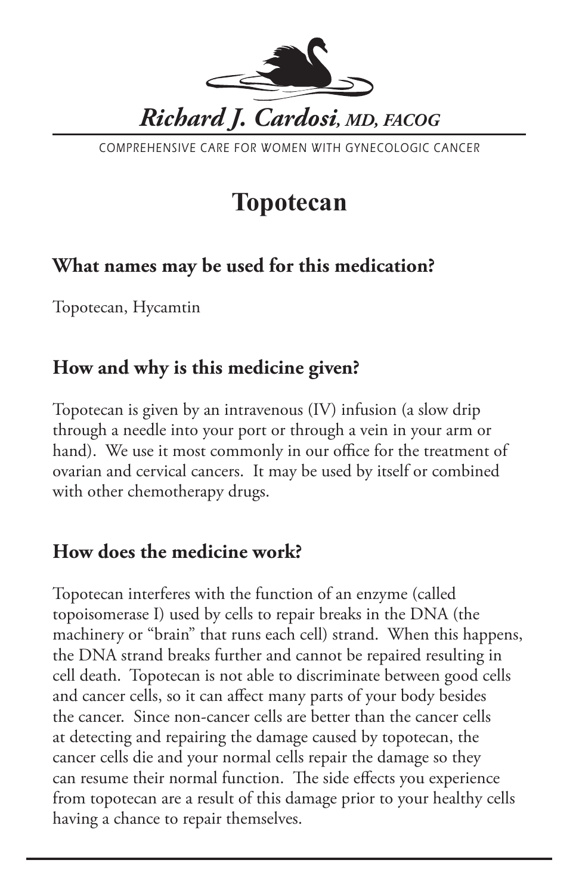*Richard J. Cardosi, MD, FACOG*

COMPREHENSIVE CARE FOR WOMEN WITH GYNECOLOGIC CANCER

# Topotecan

## What names may be used for this medication?

Topotecan, Hycamtin

## How and why is this medicine given?

Topotecan is given by an intravenous (IV) infusion (a slow drip through a needle into your port or through a vein in your arm or hand). We use it most commonly in our office for the treatment of ovarian and cervical cancers. It may be used by itself or combined with other chemotherapy drugs.

## How does the medicine work?

Topotecan interferes with the function of an enzyme (called topoisomerase I) used by cells to repair breaks in the DNA (the machinery or "brain" that runs each cell) strand. When this happens, the DNA strand breaks further and cannot be repaired resulting in cell death. Topotecan is not able to discriminate between good cells and cancer cells, so it can affect many parts of your body besides the cancer. Since non-cancer cells are better than the cancer cells at detecting and repairing the damage caused by topotecan, the cancer cells die and your normal cells repair the damage so they can resume their normal function. The side effects you experience from topotecan are a result of this damage prior to your healthy cells having a chance to repair themselves.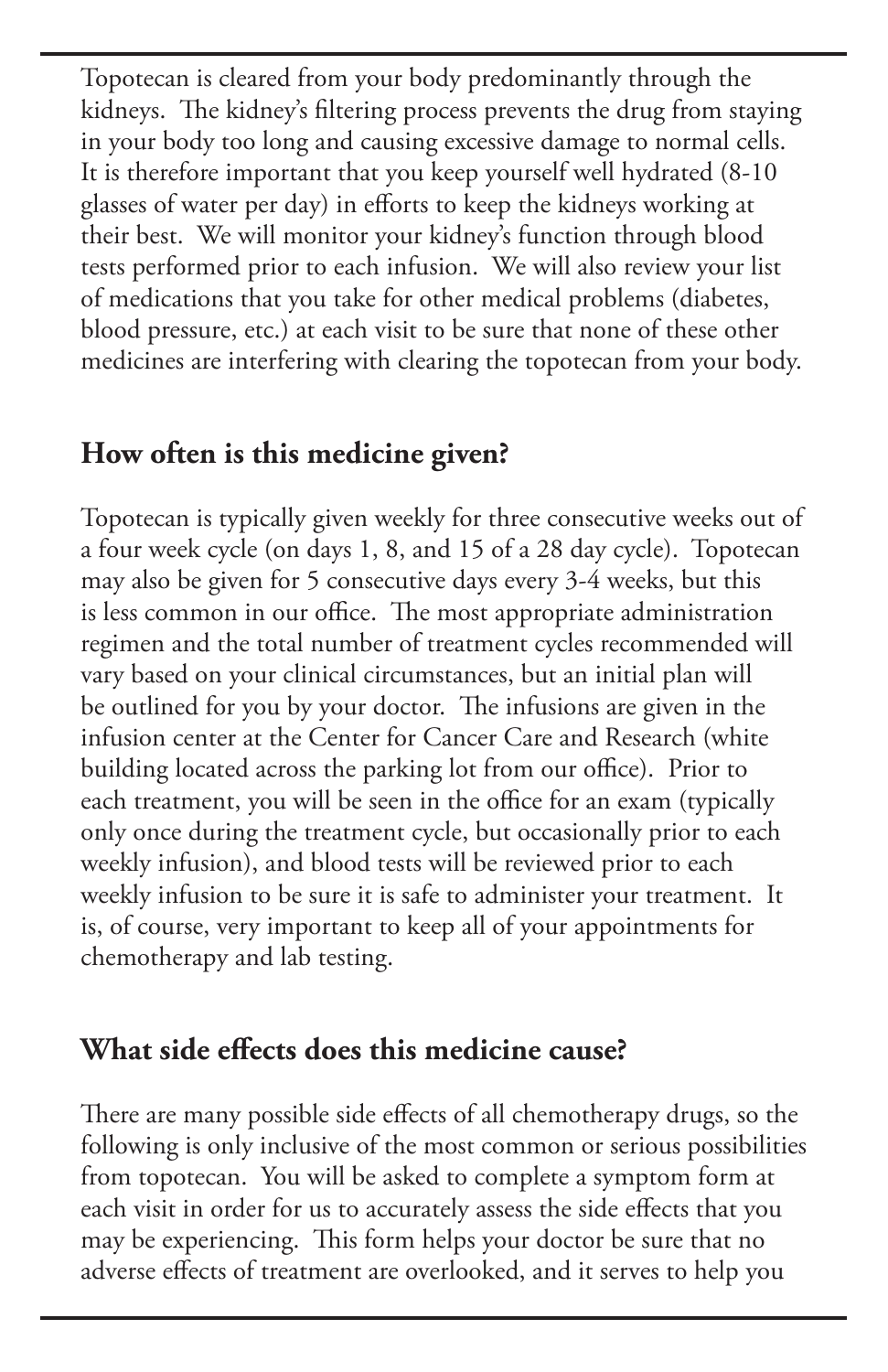Topotecan is cleared from your body predominantly through the kidneys. The kidney's filtering process prevents the drug from staying in your body too long and causing excessive damage to normal cells. It is therefore important that you keep yourself well hydrated (8-10 glasses of water per day) in efforts to keep the kidneys working at their best. We will monitor your kidney's function through blood tests performed prior to each infusion. We will also review your list of medications that you take for other medical problems (diabetes, blood pressure, etc.) at each visit to be sure that none of these other medicines are interfering with clearing the topotecan from your body.

## How often is this medicine given?

Topotecan is typically given weekly for three consecutive weeks out of a four week cycle (on days 1, 8, and 15 of a 28 day cycle). Topotecan may also be given for 5 consecutive days every 3-4 weeks, but this is less common in our office. The most appropriate administration regimen and the total number of treatment cycles recommended will vary based on your clinical circumstances, but an initial plan will be outlined for you by your doctor. The infusions are given in the infusion center at the Center for Cancer Care and Research (white building located across the parking lot from our office). Prior to each treatment, you will be seen in the office for an exam (typically only once during the treatment cycle, but occasionally prior to each weekly infusion), and blood tests will be reviewed prior to each weekly infusion to be sure it is safe to administer your treatment. It is, of course, very important to keep all of your appointments for chemotherapy and lab testing.

## What side effects does this medicine cause?

There are many possible side effects of all chemotherapy drugs, so the following is only inclusive of the most common or serious possibilities from topotecan. You will be asked to complete a symptom form at each visit in order for us to accurately assess the side effects that you may be experiencing. This form helps your doctor be sure that no adverse effects of treatment are overlooked, and it serves to help you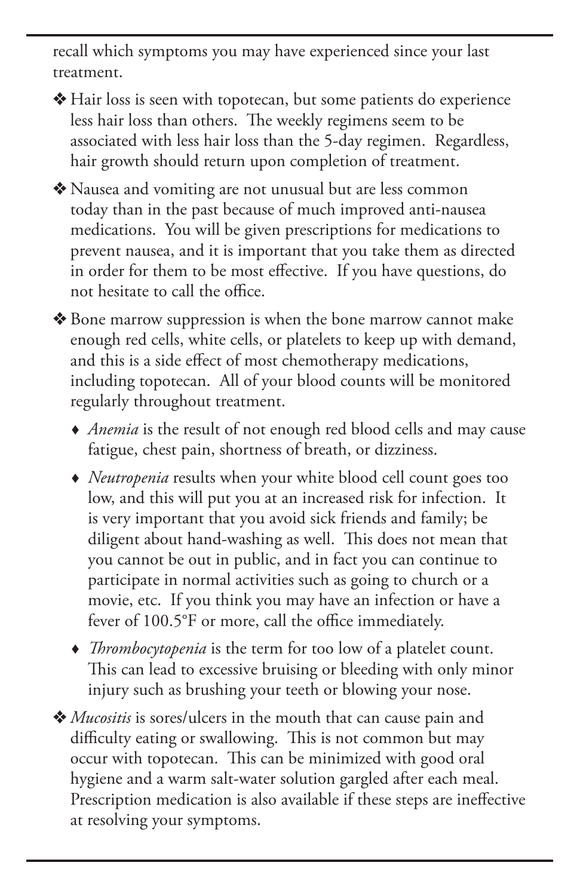recall which symptoms you may have experienced since your last treatment.

- Hair loss is seen with topotecan, but some patients do experience less hair loss than others. The weekly regimens seem to be associated with less hair loss than the 5-day regimen. Regardless, hair growth should return upon completion of treatment.
- Nausea and vomiting are not unusual but are less common today than in the past because of much improved anti-nausea medications. You will be given prescriptions for medications to prevent nausea, and it is important that you take them as directed in order for them to be most effective. If you have questions, do not hesitate to call the office.
- Bone marrow suppression is when the bone marrow cannot make enough red cells, white cells, or platelets to keep up with demand, and this is a side effect of most chemotherapy medications, including topotecan. All of your blood counts will be monitored regularly throughout treatment.
  - *Anemia* is the result of not enough red blood cells and may cause fatigue, chest pain, shortness of breath, or dizziness.
  - *Neutropenia* results when your white blood cell count goes too low, and this will put you at an increased risk for infection. It is very important that you avoid sick friends and family; be diligent about hand-washing as well. This does not mean that you cannot be out in public, and in fact you can continue to participate in normal activities such as going to church or a movie, etc. If you think you may have an infection or have a fever of 100.5°F or more, call the office immediately.
  - *Thrombocytopenia* is the term for too low of a platelet count. This can lead to excessive bruising or bleeding with only minor injury such as brushing your teeth or blowing your nose.
- *Mucositis* is sores/ulcers in the mouth that can cause pain and difficulty eating or swallowing. This is not common but may occur with topotecan. This can be minimized with good oral hygiene and a warm salt-water solution gargled after each meal. Prescription medication is also available if these steps are ineffective at resolving your symptoms.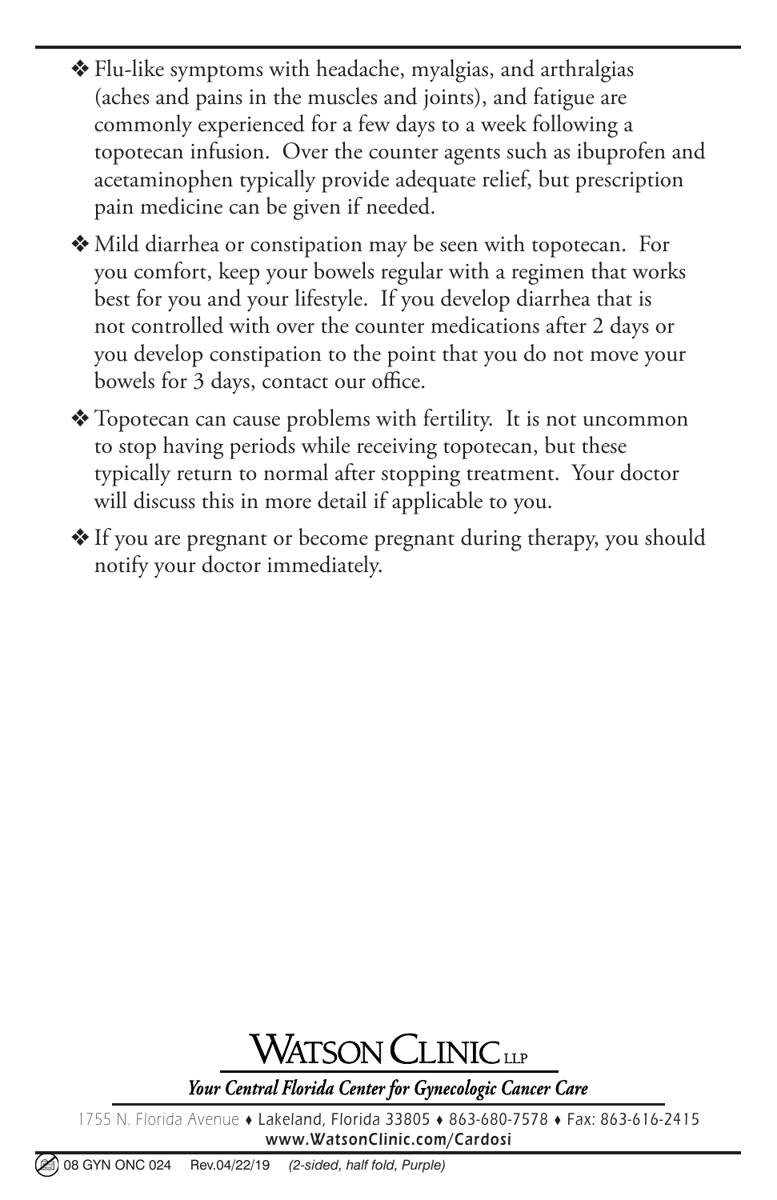- ❖ Flu-like symptoms with headache, myalgias, and arthralgias (aches and pains in the muscles and joints), and fatigue are commonly experienced for a few days to a week following a topotecan infusion. Over the counter agents such as ibuprofen and acetaminophen typically provide adequate relief, but prescription pain medicine can be given if needed.
- ❖ Mild diarrhea or constipation may be seen with topotecan. For you comfort, keep your bowels regular with a regimen that works best for you and your lifestyle. If you develop diarrhea that is not controlled with over the counter medications after 2 days or you develop constipation to the point that you do not move your bowels for 3 days, contact our office.
- ❖ Topotecan can cause problems with fertility. It is not uncommon to stop having periods while receiving topotecan, but these typically return to normal after stopping treatment. Your doctor will discuss this in more detail if applicable to you.
- ❖ If you are pregnant or become pregnant during therapy, you should notify your doctor immediately.

WATSON CLINIC LLP

*Your Central Florida Center for Gynecologic Cancer Care*

1755 N. Florida Avenue ♦ Lakeland, Florida 33805 ♦ 863-680-7578 ♦ Fax: 863-616-2415
**www.WatsonClinic.com/Cardosi**

08 GYN ONC 024 Rev.04/22/19 *(2-sided, half fold, Purple)*